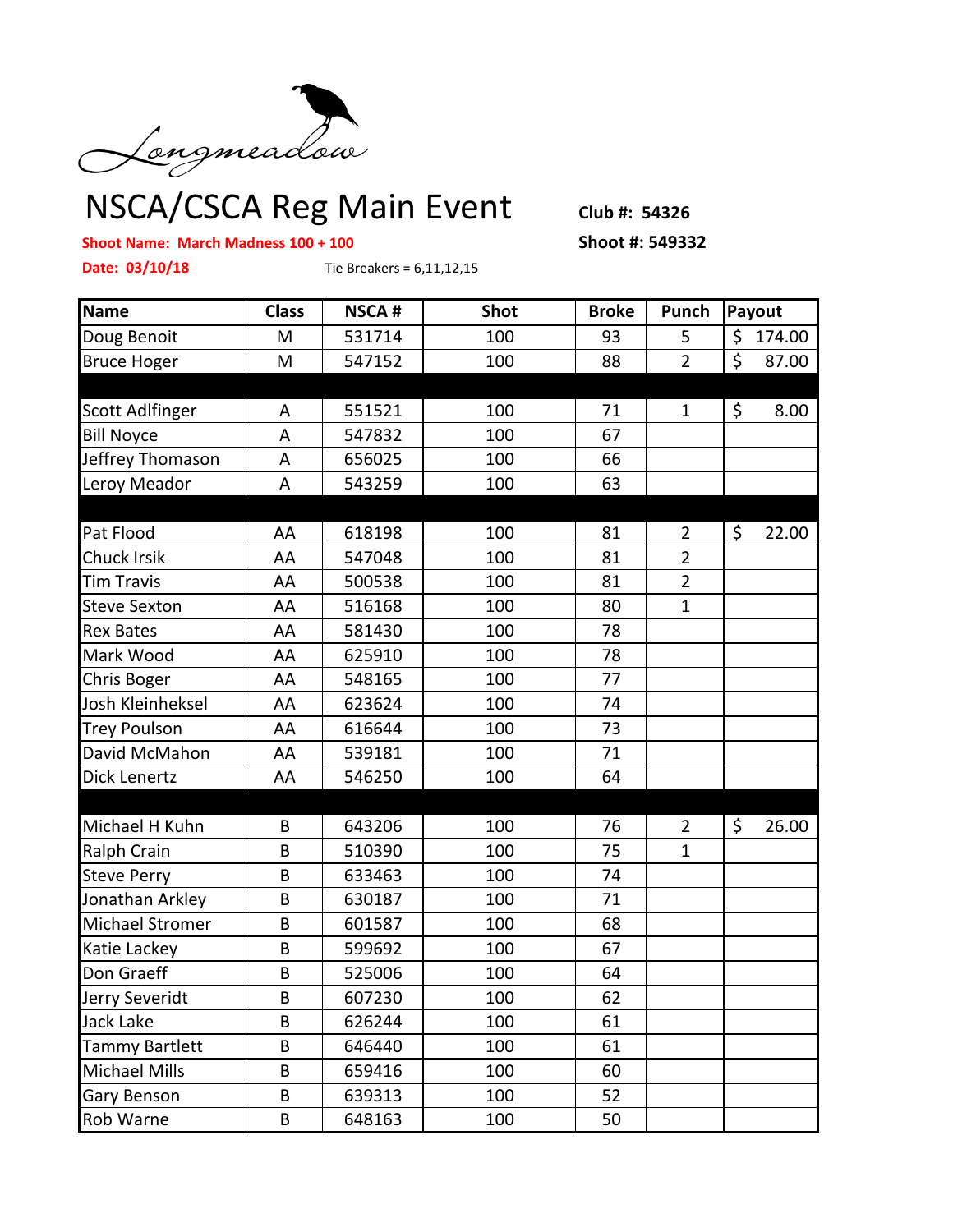Longmeadow

# NSCA/CSCA Reg Main Event

**Club #: 54326**

**Shoot Name: March Madness 100 + 100**

**Shoot #: 549332**

**Date: 03/10/18**

Tie Breakers = 6,11,12,15

| Name | Class | NSCA # | Shot | Broke | Punch | Payout |
|---|---|---|---|---|---|---|
| Doug Benoit | M | 531714 | 100 | 93 | 5 | $ 174.00 |
| Bruce Hoger | M | 547152 | 100 | 88 | 2 | $ 87.00 |
| | | | | | | |
| Scott Adlfinger | A | 551521 | 100 | 71 | 1 | $ 8.00 |
| Bill Noyce | A | 547832 | 100 | 67 | | |
| Jeffrey Thomason | A | 656025 | 100 | 66 | | |
| Leroy Meador | A | 543259 | 100 | 63 | | |
| | | | | | | |
| Pat Flood | AA | 618198 | 100 | 81 | 2 | $ 22.00 |
| Chuck Irsik | AA | 547048 | 100 | 81 | 2 | |
| Tim Travis | AA | 500538 | 100 | 81 | 2 | |
| Steve Sexton | AA | 516168 | 100 | 80 | 1 | |
| Rex Bates | AA | 581430 | 100 | 78 | | |
| Mark Wood | AA | 625910 | 100 | 78 | | |
| Chris Boger | AA | 548165 | 100 | 77 | | |
| Josh Kleinheksel | AA | 623624 | 100 | 74 | | |
| Trey Poulson | AA | 616644 | 100 | 73 | | |
| David McMahon | AA | 539181 | 100 | 71 | | |
| Dick Lenertz | AA | 546250 | 100 | 64 | | |
| | | | | | | |
| Michael H Kuhn | B | 643206 | 100 | 76 | 2 | $ 26.00 |
| Ralph Crain | B | 510390 | 100 | 75 | 1 | |
| Steve Perry | B | 633463 | 100 | 74 | | |
| Jonathan Arkley | B | 630187 | 100 | 71 | | |
| Michael Stromer | B | 601587 | 100 | 68 | | |
| Katie Lackey | B | 599692 | 100 | 67 | | |
| Don Graeff | B | 525006 | 100 | 64 | | |
| Jerry Severidt | B | 607230 | 100 | 62 | | |
| Jack Lake | B | 626244 | 100 | 61 | | |
| Tammy Bartlett | B | 646440 | 100 | 61 | | |
| Michael Mills | B | 659416 | 100 | 60 | | |
| Gary Benson | B | 639313 | 100 | 52 | | |
| Rob Warne | B | 648163 | 100 | 50 | | |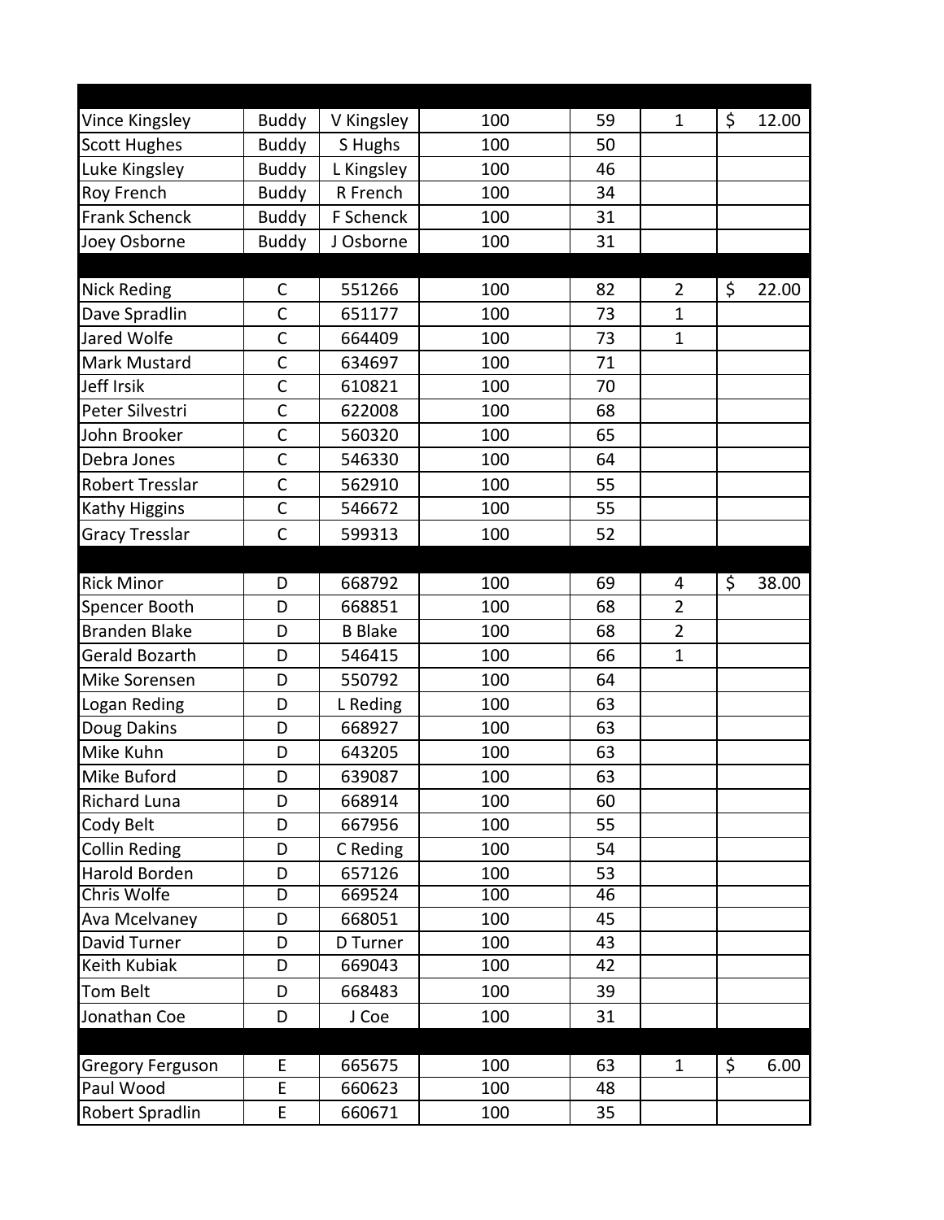| | | | | | | |
|---|---|---|---|---|---|---|
| Vince Kingsley | Buddy | V Kingsley | 100 | 59 | 1 | $ 12.00 |
| Scott Hughes | Buddy | S Hughs | 100 | 50 | | |
| Luke Kingsley | Buddy | L Kingsley | 100 | 46 | | |
| Roy French | Buddy | R French | 100 | 34 | | |
| Frank Schenck | Buddy | F Schenck | 100 | 31 | | |
| Joey Osborne | Buddy | J Osborne | 100 | 31 | | |
| | | | | | | |
| Nick Reding | C | 551266 | 100 | 82 | 2 | $ 22.00 |
| Dave Spradlin | C | 651177 | 100 | 73 | 1 | |
| Jared Wolfe | C | 664409 | 100 | 73 | 1 | |
| Mark Mustard | C | 634697 | 100 | 71 | | |
| Jeff Irsik | C | 610821 | 100 | 70 | | |
| Peter Silvestri | C | 622008 | 100 | 68 | | |
| John Brooker | C | 560320 | 100 | 65 | | |
| Debra Jones | C | 546330 | 100 | 64 | | |
| Robert Tresslar | C | 562910 | 100 | 55 | | |
| Kathy Higgins | C | 546672 | 100 | 55 | | |
| Gracy Tresslar | C | 599313 | 100 | 52 | | |
| | | | | | | |
| Rick Minor | D | 668792 | 100 | 69 | 4 | $ 38.00 |
| Spencer Booth | D | 668851 | 100 | 68 | 2 | |
| Branden Blake | D | B Blake | 100 | 68 | 2 | |
| Gerald Bozarth | D | 546415 | 100 | 66 | 1 | |
| Mike Sorensen | D | 550792 | 100 | 64 | | |
| Logan Reding | D | L Reding | 100 | 63 | | |
| Doug Dakins | D | 668927 | 100 | 63 | | |
| Mike Kuhn | D | 643205 | 100 | 63 | | |
| Mike Buford | D | 639087 | 100 | 63 | | |
| Richard Luna | D | 668914 | 100 | 60 | | |
| Cody Belt | D | 667956 | 100 | 55 | | |
| Collin Reding | D | C Reding | 100 | 54 | | |
| Harold Borden | D | 657126 | 100 | 53 | | |
| Chris Wolfe | D | 669524 | 100 | 46 | | |
| Ava Mcelvaney | D | 668051 | 100 | 45 | | |
| David Turner | D | D Turner | 100 | 43 | | |
| Keith Kubiak | D | 669043 | 100 | 42 | | |
| Tom Belt | D | 668483 | 100 | 39 | | |
| Jonathan Coe | D | J Coe | 100 | 31 | | |
| | | | | | | |
| Gregory Ferguson | E | 665675 | 100 | 63 | 1 | $ 6.00 |
| Paul Wood | E | 660623 | 100 | 48 | | |
| Robert Spradlin | E | 660671 | 100 | 35 | | |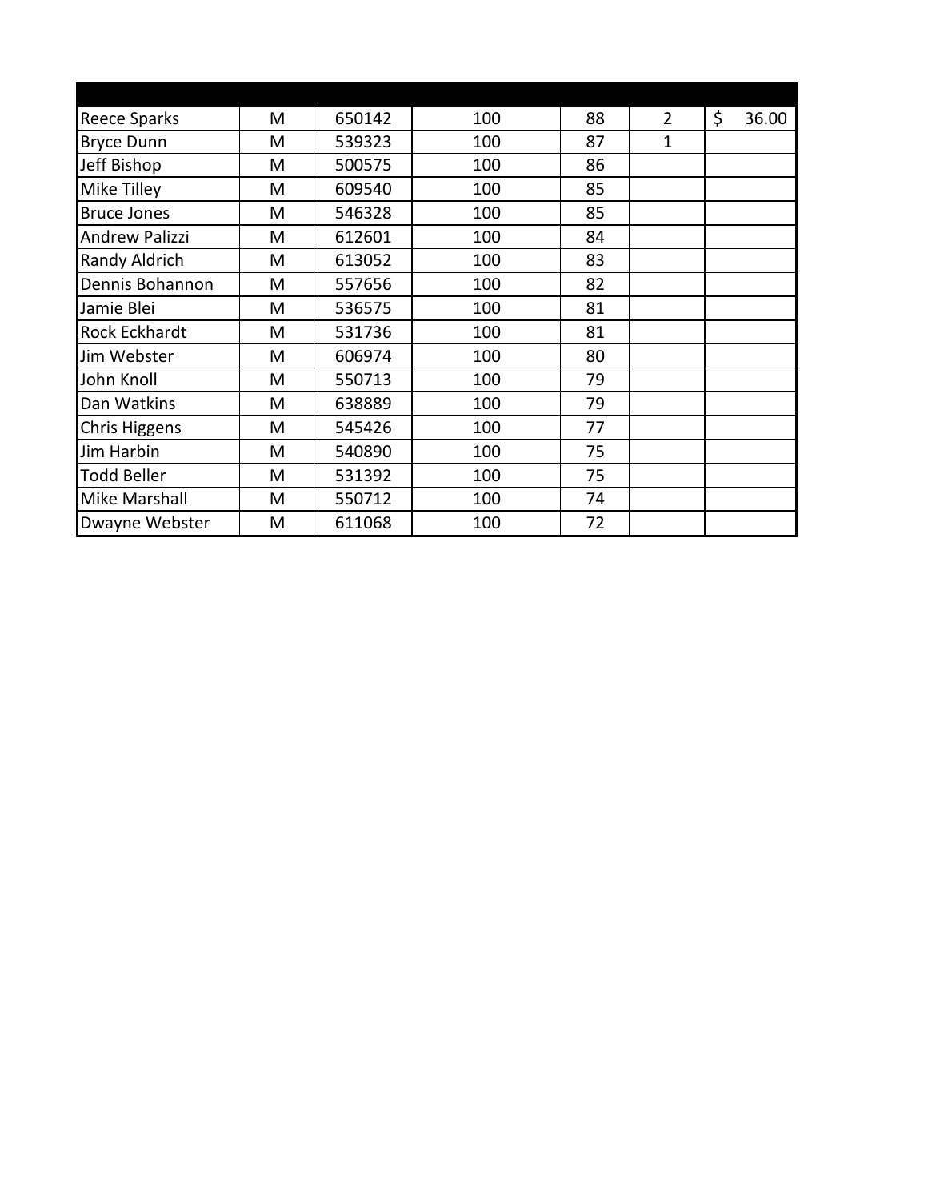| | | | | | | |
|---|---|---|---|---|---|---|
| Reece Sparks | M | 650142 | 100 | 88 | 2 | $ 36.00 |
| Bryce Dunn | M | 539323 | 100 | 87 | 1 | |
| Jeff Bishop | M | 500575 | 100 | 86 | | |
| Mike Tilley | M | 609540 | 100 | 85 | | |
| Bruce Jones | M | 546328 | 100 | 85 | | |
| Andrew Palizzi | M | 612601 | 100 | 84 | | |
| Randy Aldrich | M | 613052 | 100 | 83 | | |
| Dennis Bohannon | M | 557656 | 100 | 82 | | |
| Jamie Blei | M | 536575 | 100 | 81 | | |
| Rock Eckhardt | M | 531736 | 100 | 81 | | |
| Jim Webster | M | 606974 | 100 | 80 | | |
| John Knoll | M | 550713 | 100 | 79 | | |
| Dan Watkins | M | 638889 | 100 | 79 | | |
| Chris Higgens | M | 545426 | 100 | 77 | | |
| Jim Harbin | M | 540890 | 100 | 75 | | |
| Todd Beller | M | 531392 | 100 | 75 | | |
| Mike Marshall | M | 550712 | 100 | 74 | | |
| Dwayne Webster | M | 611068 | 100 | 72 | | |